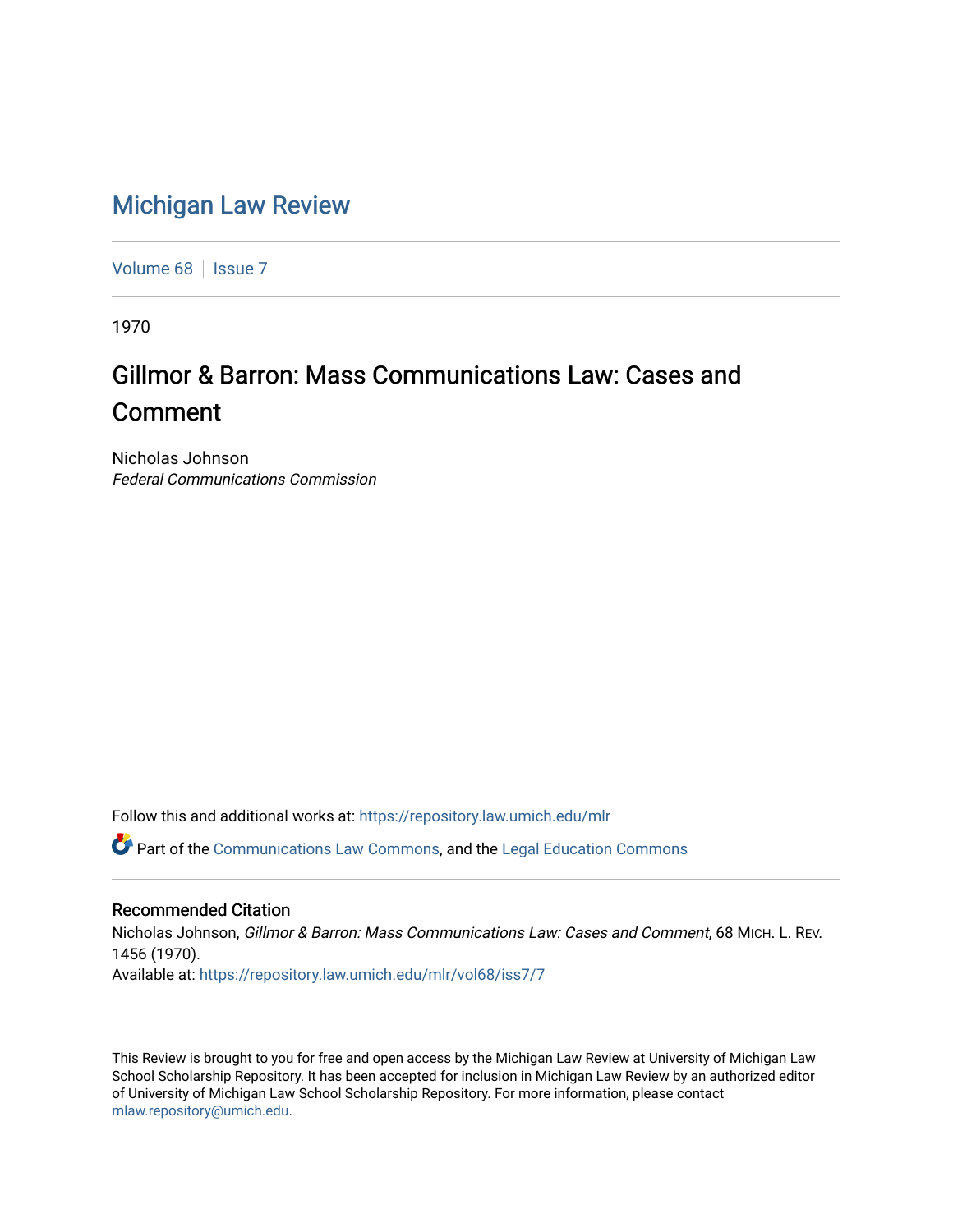# Michigan Law Review

Volume 68 | Issue 7

1970

## Gillmor & Barron: Mass Communications Law: Cases and Comment

Nicholas Johnson
*Federal Communications Commission*

Follow this and additional works at: https://repository.law.umich.edu/mlr

Part of the Communications Law Commons, and the Legal Education Commons

### Recommended Citation

Nicholas Johnson, *Gillmor & Barron: Mass Communications Law: Cases and Comment*, 68 MICH. L. REV. 1456 (1970).
Available at: https://repository.law.umich.edu/mlr/vol68/iss7/7

This Review is brought to you for free and open access by the Michigan Law Review at University of Michigan Law School Scholarship Repository. It has been accepted for inclusion in Michigan Law Review by an authorized editor of University of Michigan Law School Scholarship Repository. For more information, please contact mlaw.repository@umich.edu.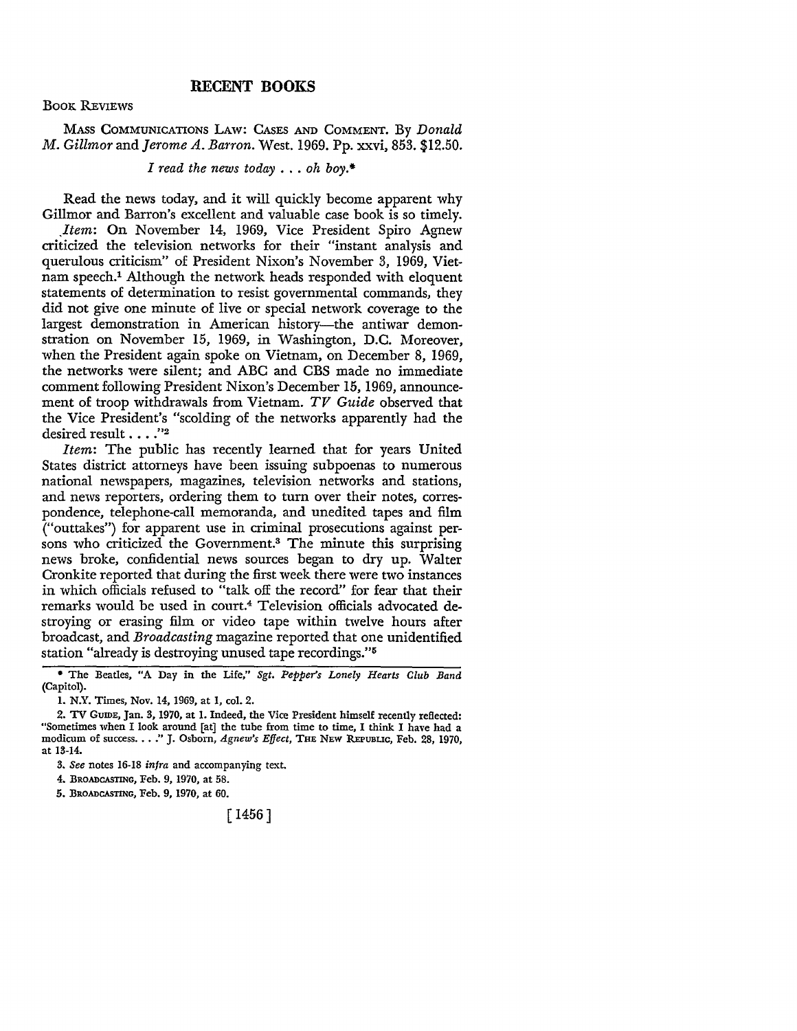# RECENT BOOKS

## Book Reviews

Mass Communications Law: Cases and Comment. By *Donald M. Gillmor* and *Jerome A. Barron*. West. 1969. Pp. xxvi, 853. $12.50.

*I read the news today . . . oh boy.*\*

Read the news today, and it will quickly become apparent why Gillmor and Barron's excellent and valuable case book is so timely.

*Item*: On November 14, 1969, Vice President Spiro Agnew criticized the television networks for their "instant analysis and querulous criticism" of President Nixon's November 3, 1969, Vietnam speech.[1] Although the network heads responded with eloquent statements of determination to resist governmental commands, they did not give one minute of live or special network coverage to the largest demonstration in American history—the antiwar demonstration on November 15, 1969, in Washington, D.C. Moreover, when the President again spoke on Vietnam, on December 8, 1969, the networks were silent; and ABC and CBS made no immediate comment following President Nixon's December 15, 1969, announcement of troop withdrawals from Vietnam. *TV Guide* observed that the Vice President's "scolding of the networks apparently had the desired result . . . ."[2]

*Item*: The public has recently learned that for years United States district attorneys have been issuing subpoenas to numerous national newspapers, magazines, television networks and stations, and news reporters, ordering them to turn over their notes, correspondence, telephone-call memoranda, and unedited tapes and film ("outtakes") for apparent use in criminal prosecutions against persons who criticized the Government.[3] The minute this surprising news broke, confidential news sources began to dry up. Walter Cronkite reported that during the first week there were two instances in which officials refused to "talk off the record" for fear that their remarks would be used in court.[4] Television officials advocated destroying or erasing film or video tape within twelve hours after broadcast, and *Broadcasting* magazine reported that one unidentified station "already is destroying unused tape recordings."[5]

---

\* The Beatles, "A Day in the Life," *Sgt. Pepper's Lonely Hearts Club Band* (Capitol).

1. N.Y. Times, Nov. 14, 1969, at 1, col. 2.

2. TV Guide, Jan. 3, 1970, at 1. Indeed, the Vice President himself recently reflected: "Sometimes when I look around [at] the tube from time to time, I think I have had a modicum of success. . . ." J. Osborn, *Agnew's Effect*, The New Republic, Feb. 28, 1970, at 13-14.

3. *See* notes 16-18 *infra* and accompanying text.

4. Broadcasting, Feb. 9, 1970, at 58.

5. Broadcasting, Feb. 9, 1970, at 60.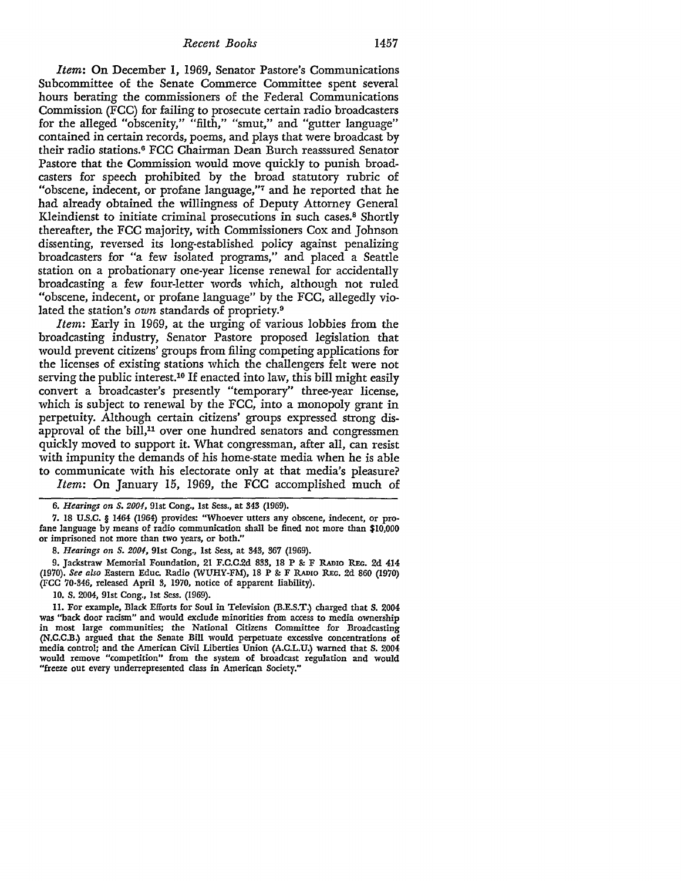*Item*: On December 1, 1969, Senator Pastore's Communications Subcommittee of the Senate Commerce Committee spent several hours berating the commissioners of the Federal Communications Commission (FCC) for failing to prosecute certain radio broadcasters for the alleged "obscenity," "filth," "smut," and "gutter language" contained in certain records, poems, and plays that were broadcast by their radio stations.[6] FCC Chairman Dean Burch reasssured Senator Pastore that the Commission would move quickly to punish broadcasters for speech prohibited by the broad statutory rubric of "obscene, indecent, or profane language,"[7] and he reported that he had already obtained the willingness of Deputy Attorney General Kleindienst to initiate criminal prosecutions in such cases.[8] Shortly thereafter, the FCC majority, with Commissioners Cox and Johnson dissenting, reversed its long-established policy against penalizing broadcasters for "a few isolated programs," and placed a Seattle station on a probationary one-year license renewal for accidentally broadcasting a few four-letter words which, although not ruled "obscene, indecent, or profane language" by the FCC, allegedly violated the station's *own* standards of propriety.[9]

*Item*: Early in 1969, at the urging of various lobbies from the broadcasting industry, Senator Pastore proposed legislation that would prevent citizens' groups from filing competing applications for the licenses of existing stations which the challengers felt were not serving the public interest.[10] If enacted into law, this bill might easily convert a broadcaster's presently "temporary" three-year license, which is subject to renewal by the FCC, into a monopoly grant in perpetuity. Although certain citizens' groups expressed strong disapproval of the bill,[11] over one hundred senators and congressmen quickly moved to support it. What congressman, after all, can resist with impunity the demands of his home-state media when he is able to communicate with his electorate only at that media's pleasure?

*Item*: On January 15, 1969, the FCC accomplished much of

---

6. *Hearings on S. 2004*, 91st Cong., 1st Sess., at 343 (1969).

7. 18 U.S.C. § 1464 (1964) provides: "Whoever utters any obscene, indecent, or profane language by means of radio communication shall be fined not more than $10,000 or imprisoned not more than two years, or both."

8. *Hearings on S. 2004*, 91st Cong., 1st Sess, at 343, 367 (1969).

9. Jackstraw Memorial Foundation, 21 F.C.C.2d 833, 18 P & F RADIO REG. 2d 414 (1970). *See also* Eastern Educ. Radio (WUHY-FM), 18 P & F RADIO REG. 2d 860 (1970) (FCC 70-346, released April 3, 1970, notice of apparent liability).

10. S. 2004, 91st Cong., 1st Sess. (1969).

11. For example, Black Efforts for Soul in Television (B.E.S.T.) charged that S. 2004 was "back door racism" and would exclude minorities from access to media ownership in most large communities; the National Citizens Committee for Broadcasting (N.C.C.B.) argued that the Senate Bill would perpetuate excessive concentrations of media control; and the American Civil Liberties Union (A.C.L.U.) warned that S. 2004 would remove "competition" from the system of broadcast regulation and would "freeze out every underrepresented class in American Society."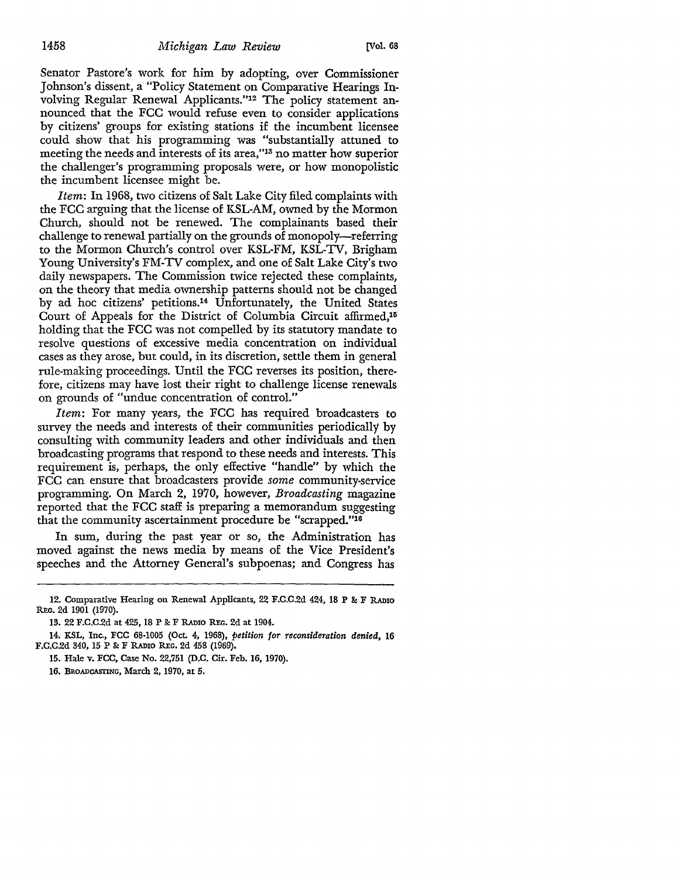Senator Pastore's work for him by adopting, over Commissioner Johnson's dissent, a "Policy Statement on Comparative Hearings Involving Regular Renewal Applicants."[12] The policy statement announced that the FCC would refuse even to consider applications by citizens' groups for existing stations if the incumbent licensee could show that his programming was "substantially attuned to meeting the needs and interests of its area,"[13] no matter how superior the challenger's programming proposals were, or how monopolistic the incumbent licensee might be.

*Item*: In 1968, two citizens of Salt Lake City filed complaints with the FCC arguing that the license of KSL-AM, owned by the Mormon Church, should not be renewed. The complainants based their challenge to renewal partially on the grounds of monopoly—referring to the Mormon Church's control over KSL-FM, KSL-TV, Brigham Young University's FM-TV complex, and one of Salt Lake City's two daily newspapers. The Commission twice rejected these complaints, on the theory that media ownership patterns should not be changed by ad hoc citizens' petitions.[14] Unfortunately, the United States Court of Appeals for the District of Columbia Circuit affirmed,[15] holding that the FCC was not compelled by its statutory mandate to resolve questions of excessive media concentration on individual cases as they arose, but could, in its discretion, settle them in general rule-making proceedings. Until the FCC reverses its position, therefore, citizens may have lost their right to challenge license renewals on grounds of "undue concentration of control."

*Item*: For many years, the FCC has required broadcasters to survey the needs and interests of their communities periodically by consulting with community leaders and other individuals and then broadcasting programs that respond to these needs and interests. This requirement is, perhaps, the only effective "handle" by which the FCC can ensure that broadcasters provide *some* community-service programming. On March 2, 1970, however, *Broadcasting* magazine reported that the FCC staff is preparing a memorandum suggesting that the community ascertainment procedure be "scrapped."[16]

In sum, during the past year or so, the Administration has moved against the news media by means of the Vice President's speeches and the Attorney General's subpoenas; and Congress has

---

12. Comparative Hearing on Renewal Applicants, 22 F.C.C.2d 424, 18 P & F Radio Reg. 2d 1901 (1970).

13. 22 F.C.C.2d at 425, 18 P & F Radio Reg. 2d at 1904.

14. KSL, Inc., FCC 68-1005 (Oct. 4, 1968), *petition for reconsideration denied*, 16 F.C.C.2d 340, 15 P & F Radio Reg. 2d 458 (1969).

15. Hale v. FCC, Case No. 22,751 (D.C. Cir. Feb. 16, 1970).

16. Broadcasting, March 2, 1970, at 5.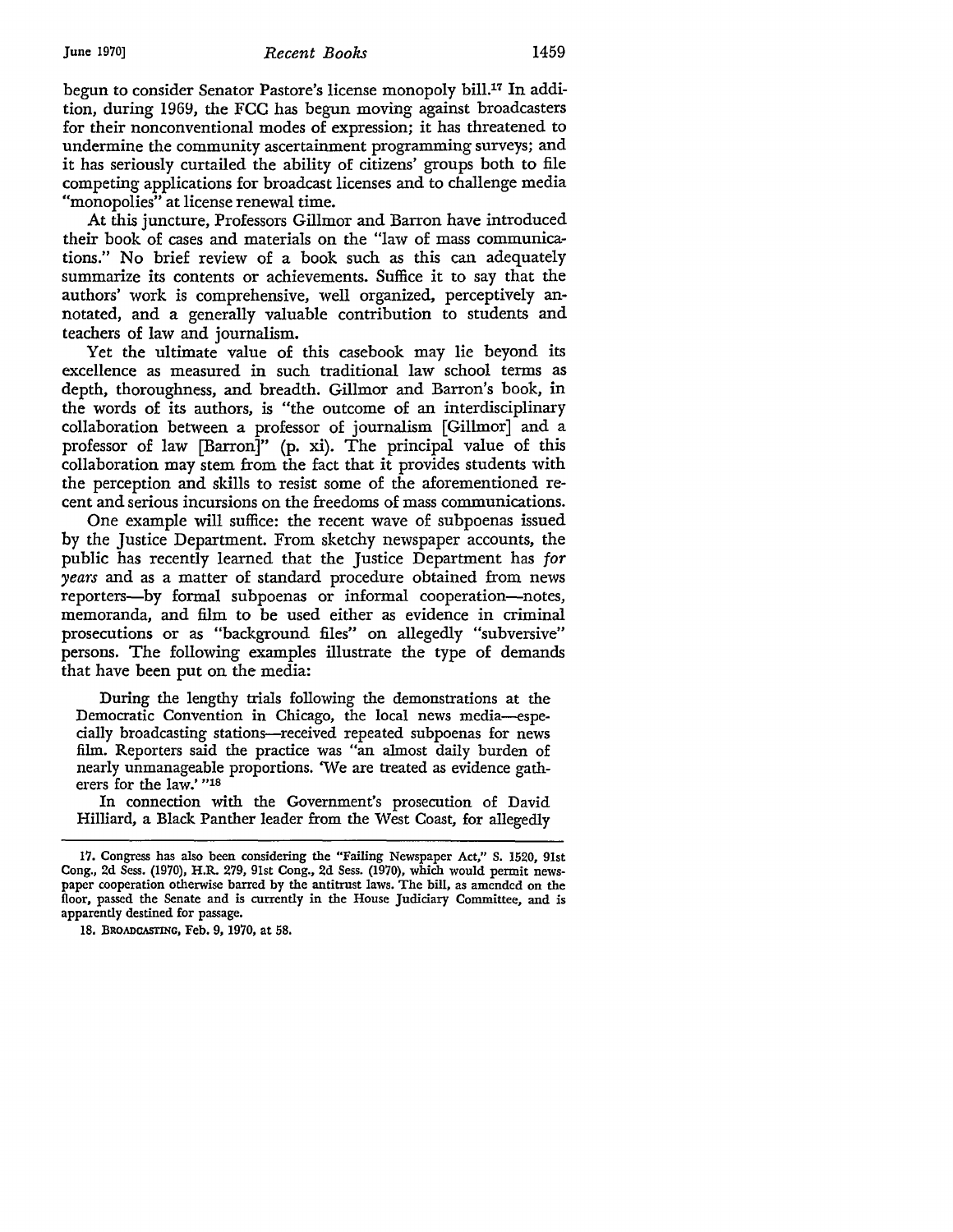begun to consider Senator Pastore's license monopoly bill.[17] In addition, during 1969, the FCC has begun moving against broadcasters for their nonconventional modes of expression; it has threatened to undermine the community ascertainment programming surveys; and it has seriously curtailed the ability of citizens' groups both to file competing applications for broadcast licenses and to challenge media "monopolies" at license renewal time.

At this juncture, Professors Gillmor and Barron have introduced their book of cases and materials on the "law of mass communications." No brief review of a book such as this can adequately summarize its contents or achievements. Suffice it to say that the authors' work is comprehensive, well organized, perceptively annotated, and a generally valuable contribution to students and teachers of law and journalism.

Yet the ultimate value of this casebook may lie beyond its excellence as measured in such traditional law school terms as depth, thoroughness, and breadth. Gillmor and Barron's book, in the words of its authors, is "the outcome of an interdisciplinary collaboration between a professor of journalism [Gillmor] and a professor of law [Barron]" (p. xi). The principal value of this collaboration may stem from the fact that it provides students with the perception and skills to resist some of the aforementioned recent and serious incursions on the freedoms of mass communications.

One example will suffice: the recent wave of subpoenas issued by the Justice Department. From sketchy newspaper accounts, the public has recently learned that the Justice Department has *for years* and as a matter of standard procedure obtained from news reporters—by formal subpoenas or informal cooperation—notes, memoranda, and film to be used either as evidence in criminal prosecutions or as "background files" on allegedly "subversive" persons. The following examples illustrate the type of demands that have been put on the media:

> During the lengthy trials following the demonstrations at the Democratic Convention in Chicago, the local news media—especially broadcasting stations—received repeated subpoenas for news film. Reporters said the practice was "an almost daily burden of nearly unmanageable proportions. 'We are treated as evidence gatherers for the law.' "[18]
>
> In connection with the Government's prosecution of David Hilliard, a Black Panther leader from the West Coast, for allegedly

---

17. Congress has also been considering the "Failing Newspaper Act," S. 1520, 91st Cong., 2d Sess. (1970), H.R. 279, 91st Cong., 2d Sess. (1970), which would permit newspaper cooperation otherwise barred by the antitrust laws. The bill, as amended on the floor, passed the Senate and is currently in the House Judiciary Committee, and is apparently destined for passage.

18. BROADCASTING, Feb. 9, 1970, at 58.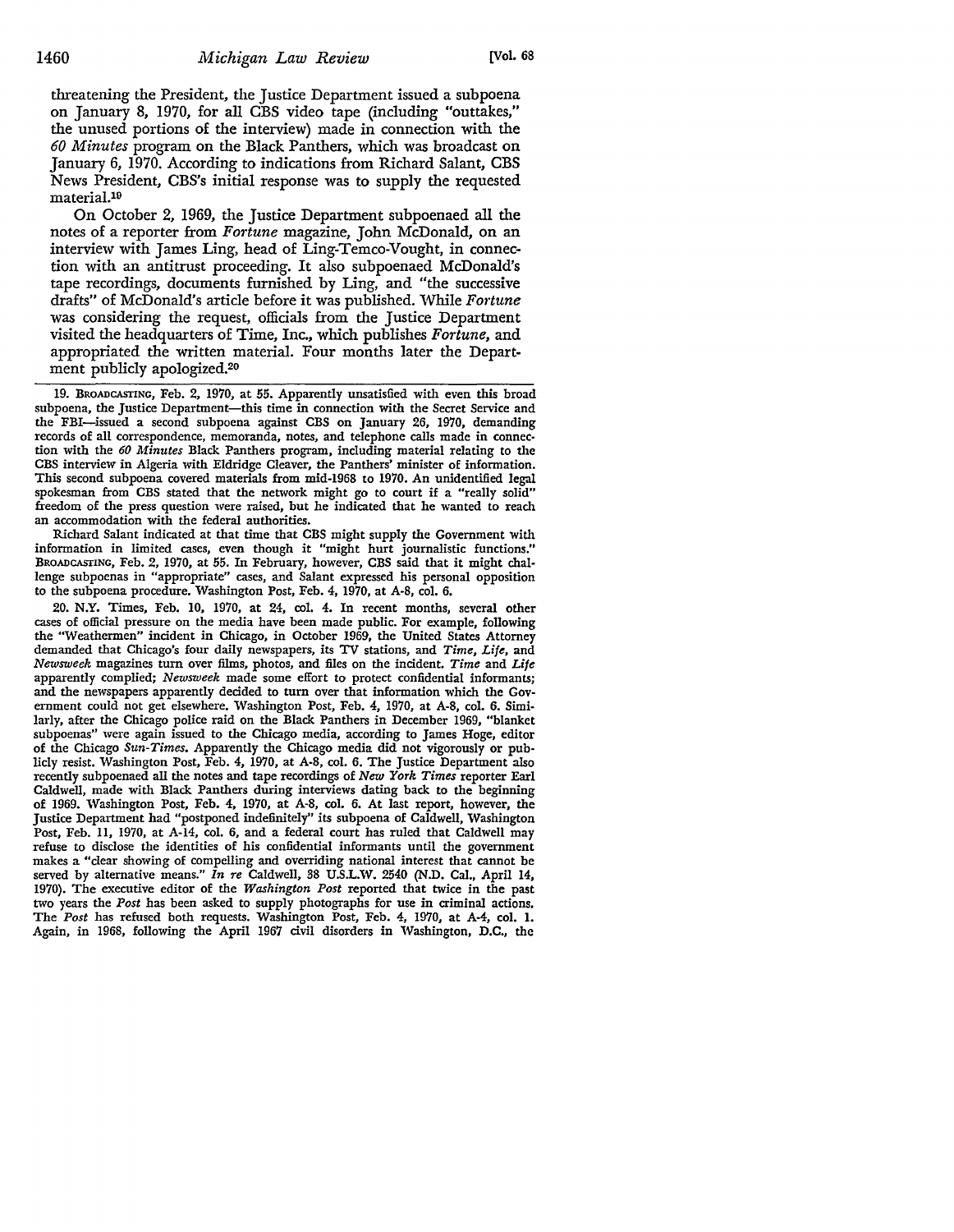threatening the President, the Justice Department issued a subpoena on January 8, 1970, for all CBS video tape (including "outtakes," the unused portions of the interview) made in connection with the *60 Minutes* program on the Black Panthers, which was broadcast on January 6, 1970. According to indications from Richard Salant, CBS News President, CBS's initial response was to supply the requested material.[19]

On October 2, 1969, the Justice Department subpoenaed all the notes of a reporter from *Fortune* magazine, John McDonald, on an interview with James Ling, head of Ling-Temco-Vought, in connection with an antitrust proceeding. It also subpoenaed McDonald's tape recordings, documents furnished by Ling, and "the successive drafts" of McDonald's article before it was published. While *Fortune* was considering the request, officials from the Justice Department visited the headquarters of Time, Inc., which publishes *Fortune*, and appropriated the written material. Four months later the Department publicly apologized.[20]

---

19. BROADCASTING, Feb. 2, 1970, at 55. Apparently unsatisfied with even this broad subpoena, the Justice Department—this time in connection with the Secret Service and the FBI—issued a second subpoena against CBS on January 26, 1970, demanding records of all correspondence, memoranda, notes, and telephone calls made in connection with the *60 Minutes* Black Panthers program, including material relating to the CBS interview in Algeria with Eldridge Cleaver, the Panthers' minister of information. This second subpoena covered materials from mid-1968 to 1970. An unidentified legal spokesman from CBS stated that the network might go to court if a "really solid" freedom of the press question were raised, but he indicated that he wanted to reach an accommodation with the federal authorities.

Richard Salant indicated at that time that CBS might supply the Government with information in limited cases, even though it "might hurt journalistic functions." BROADCASTING, Feb. 2, 1970, at 55. In February, however, CBS said that it might challenge subpoenas in "appropriate" cases, and Salant expressed his personal opposition to the subpoena procedure. Washington Post, Feb. 4, 1970, at A-8, col. 6.

20. N.Y. Times, Feb. 10, 1970, at 24, col. 4. In recent months, several other cases of official pressure on the media have been made public. For example, following the "Weathermen" incident in Chicago, in October 1969, the United States Attorney demanded that Chicago's four daily newspapers, its TV stations, and *Time*, *Life*, and *Newsweek* magazines turn over films, photos, and files on the incident. *Time* and *Life* apparently complied; *Newsweek* made some effort to protect confidential informants; and the newspapers apparently decided to turn over that information which the Government could not get elsewhere. Washington Post, Feb. 4, 1970, at A-8, col. 6. Similarly, after the Chicago police raid on the Black Panthers in December 1969, "blanket subpoenas" were again issued to the Chicago media, according to James Hoge, editor of the Chicago *Sun-Times*. Apparently the Chicago media did not vigorously or publicly resist. Washington Post, Feb. 4, 1970, at A-8, col. 6. The Justice Department also recently subpoenaed all the notes and tape recordings of *New York Times* reporter Earl Caldwell, made with Black Panthers during interviews dating back to the beginning of 1969. Washington Post, Feb. 4, 1970, at A-8, col. 6. At last report, however, the Justice Department had "postponed indefinitely" its subpoena of Caldwell, Washington Post, Feb. 11, 1970, at A-14, col. 6, and a federal court has ruled that Caldwell may refuse to disclose the identities of his confidential informants until the government makes a "clear showing of compelling and overriding national interest that cannot be served by alternative means." *In re* Caldwell, 38 U.S.L.W. 2540 (N.D. Cal., April 14, 1970). The executive editor of the *Washington Post* reported that twice in the past two years the *Post* has been asked to supply photographs for use in criminal actions. The *Post* has refused both requests. Washington Post, Feb. 4, 1970, at A-4, col. 1. Again, in 1968, following the April 1967 civil disorders in Washington, D.C., the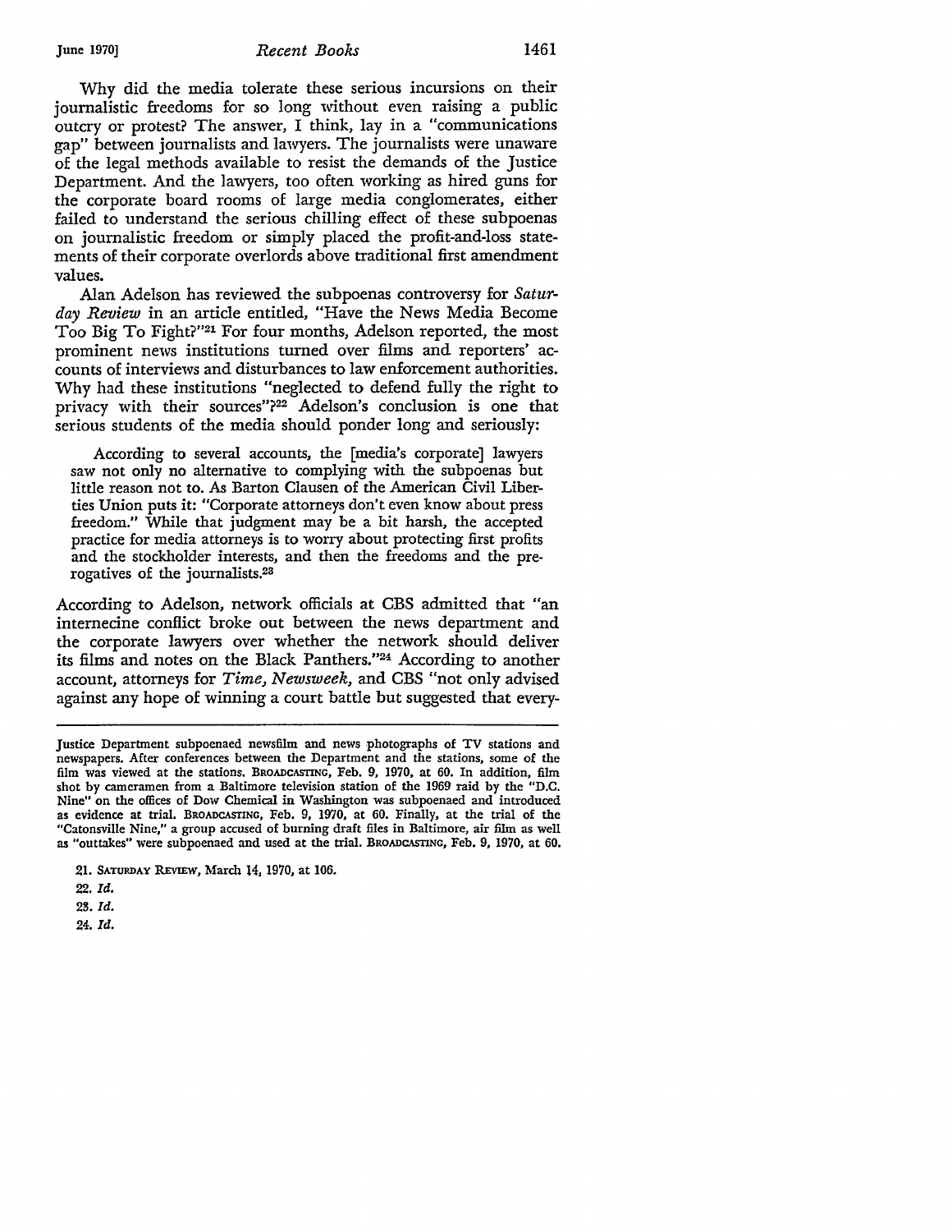Why did the media tolerate these serious incursions on their journalistic freedoms for so long without even raising a public outcry or protest? The answer, I think, lay in a "communications gap" between journalists and lawyers. The journalists were unaware of the legal methods available to resist the demands of the Justice Department. And the lawyers, too often working as hired guns for the corporate board rooms of large media conglomerates, either failed to understand the serious chilling effect of these subpoenas on journalistic freedom or simply placed the profit-and-loss statements of their corporate overlords above traditional first amendment values.

Alan Adelson has reviewed the subpoenas controversy for *Saturday Review* in an article entitled, "Have the News Media Become Too Big To Fight?"[21] For four months, Adelson reported, the most prominent news institutions turned over films and reporters' accounts of interviews and disturbances to law enforcement authorities. Why had these institutions "neglected to defend fully the right to privacy with their sources"?[22] Adelson's conclusion is one that serious students of the media should ponder long and seriously:

> According to several accounts, the [media's corporate] lawyers saw not only no alternative to complying with the subpoenas but little reason not to. As Barton Clausen of the American Civil Liberties Union puts it: "Corporate attorneys don't even know about press freedom." While that judgment may be a bit harsh, the accepted practice for media attorneys is to worry about protecting first profits and the stockholder interests, and then the freedoms and the prerogatives of the journalists.[23]

According to Adelson, network officials at CBS admitted that "an internecine conflict broke out between the news department and the corporate lawyers over whether the network should deliver its films and notes on the Black Panthers."[24] According to another account, attorneys for *Time, Newsweek*, and CBS "not only advised against any hope of winning a court battle but suggested that every-

---

Justice Department subpoenaed newsfilm and news photographs of TV stations and newspapers. After conferences between the Department and the stations, some of the film was viewed at the stations. BROADCASTING, Feb. 9, 1970, at 60. In addition, film shot by cameramen from a Baltimore television station of the 1969 raid by the "D.C. Nine" on the offices of Dow Chemical in Washington was subpoenaed and introduced as evidence at trial. BROADCASTING, Feb. 9, 1970, at 60. Finally, at the trial of the "Catonsville Nine," a group accused of burning draft files in Baltimore, air film as well as "outtakes" were subpoenaed and used at the trial. BROADCASTING, Feb. 9, 1970, at 60.

21. SATURDAY REVIEW, March 14, 1970, at 106.

22. *Id.*

23. *Id.*

24. *Id.*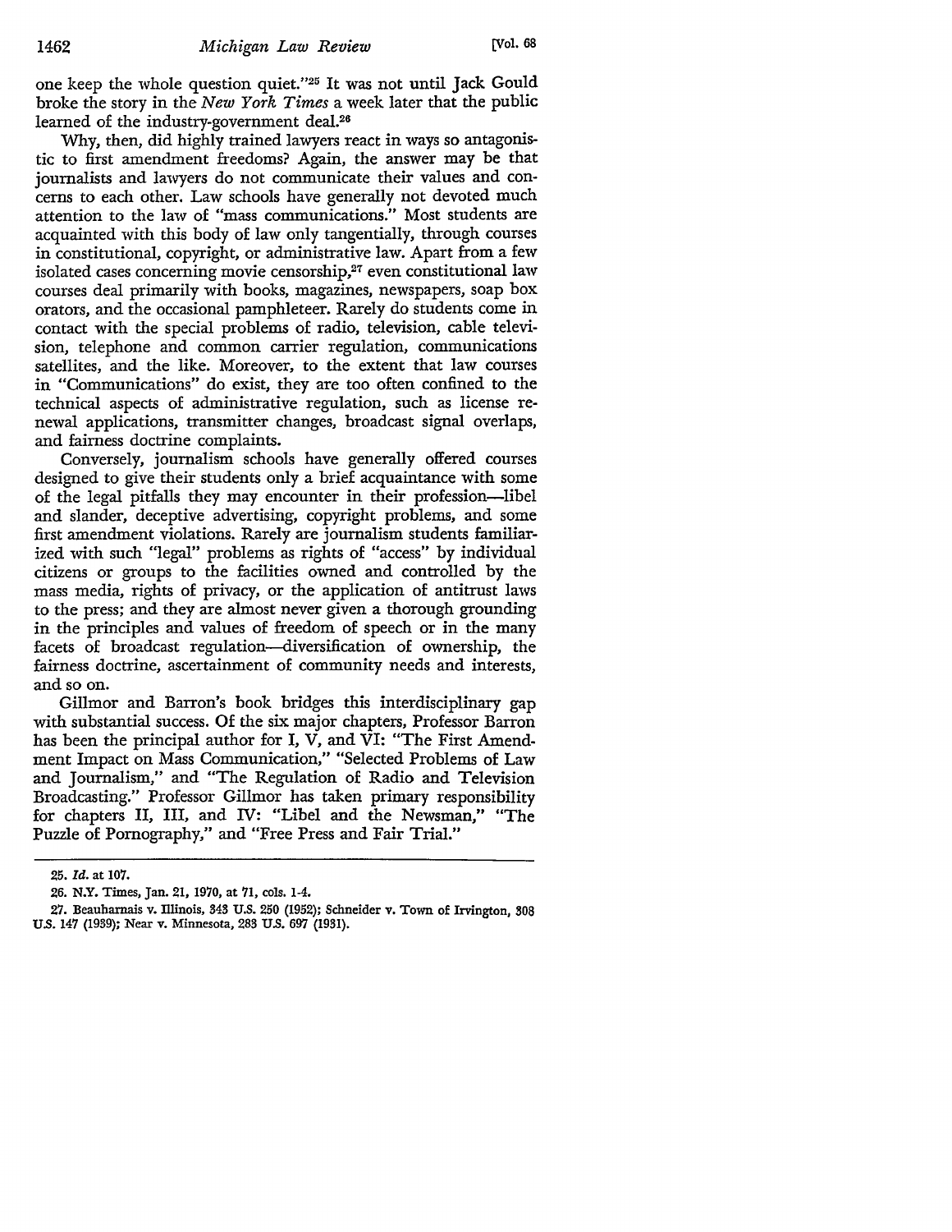one keep the whole question quiet."[25] It was not until Jack Gould broke the story in the *New York Times* a week later that the public learned of the industry-government deal.[26]

Why, then, did highly trained lawyers react in ways so antagonistic to first amendment freedoms? Again, the answer may be that journalists and lawyers do not communicate their values and concerns to each other. Law schools have generally not devoted much attention to the law of "mass communications." Most students are acquainted with this body of law only tangentially, through courses in constitutional, copyright, or administrative law. Apart from a few isolated cases concerning movie censorship,[27] even constitutional law courses deal primarily with books, magazines, newspapers, soap box orators, and the occasional pamphleteer. Rarely do students come in contact with the special problems of radio, television, cable television, telephone and common carrier regulation, communications satellites, and the like. Moreover, to the extent that law courses in "Communications" do exist, they are too often confined to the technical aspects of administrative regulation, such as license renewal applications, transmitter changes, broadcast signal overlaps, and fairness doctrine complaints.

Conversely, journalism schools have generally offered courses designed to give their students only a brief acquaintance with some of the legal pitfalls they may encounter in their profession—libel and slander, deceptive advertising, copyright problems, and some first amendment violations. Rarely are journalism students familiarized with such "legal" problems as rights of "access" by individual citizens or groups to the facilities owned and controlled by the mass media, rights of privacy, or the application of antitrust laws to the press; and they are almost never given a thorough grounding in the principles and values of freedom of speech or in the many facets of broadcast regulation—diversification of ownership, the fairness doctrine, ascertainment of community needs and interests, and so on.

Gillmor and Barron's book bridges this interdisciplinary gap with substantial success. Of the six major chapters, Professor Barron has been the principal author for I, V, and VI: "The First Amendment Impact on Mass Communication," "Selected Problems of Law and Journalism," and "The Regulation of Radio and Television Broadcasting." Professor Gillmor has taken primary responsibility for chapters II, III, and IV: "Libel and the Newsman," "The Puzzle of Pornography," and "Free Press and Fair Trial."

---

25. *Id.* at 107.

26. N.Y. Times, Jan. 21, 1970, at 71, cols. 1-4.

27. Beauharnais v. Illinois, 343 U.S. 250 (1952); Schneider v. Town of Irvington, 308 U.S. 147 (1939); Near v. Minnesota, 283 U.S. 697 (1931).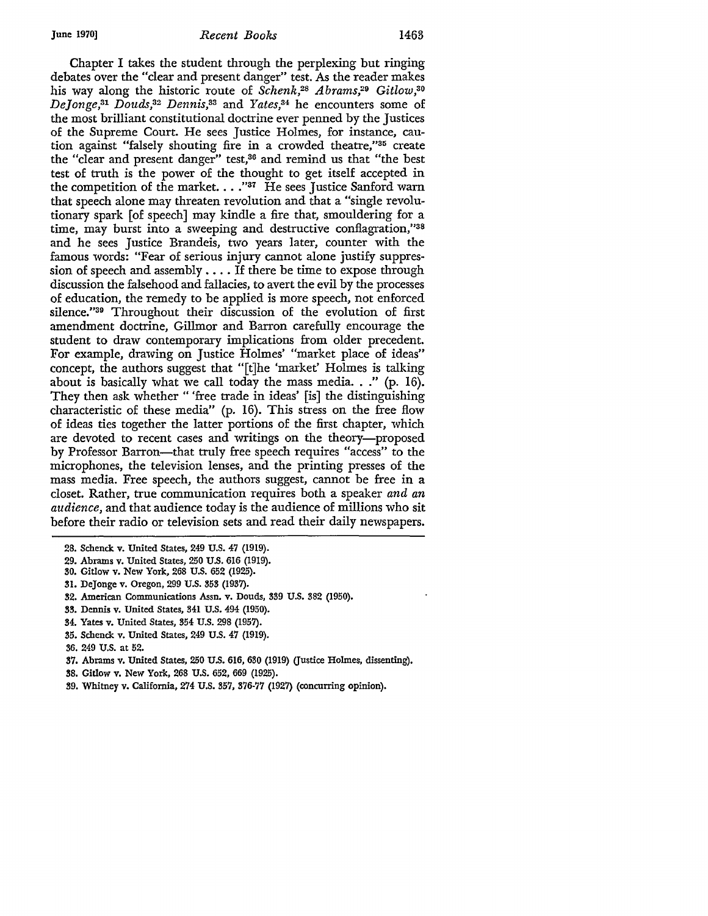Chapter I takes the student through the perplexing but ringing debates over the "clear and present danger" test. As the reader makes his way along the historic route of *Schenk*,[28] *Abrams*,[29] *Gitlow*,[30] *DeJonge*,[31] *Douds*,[32] *Dennis*,[33] and *Yates*,[34] he encounters some of the most brilliant constitutional doctrine ever penned by the Justices of the Supreme Court. He sees Justice Holmes, for instance, caution against "falsely shouting fire in a crowded theatre,"[35] create the "clear and present danger" test,[36] and remind us that "the best test of truth is the power of the thought to get itself accepted in the competition of the market. . . ."[37] He sees Justice Sanford warn that speech alone may threaten revolution and that a "single revolutionary spark [of speech] may kindle a fire that, smouldering for a time, may burst into a sweeping and destructive conflagration,"[38] and he sees Justice Brandeis, two years later, counter with the famous words: "Fear of serious injury cannot alone justify suppression of speech and assembly . . . . If there be time to expose through discussion the falsehood and fallacies, to avert the evil by the processes of education, the remedy to be applied is more speech, not enforced silence."[39] Throughout their discussion of the evolution of first amendment doctrine, Gillmor and Barron carefully encourage the student to draw contemporary implications from older precedent. For example, drawing on Justice Holmes' "market place of ideas" concept, the authors suggest that "[t]he 'market' Holmes is talking about is basically what we call today the mass media. . ." (p. 16). They then ask whether " 'free trade in ideas' [is] the distinguishing characteristic of these media" (p. 16). This stress on the free flow of ideas ties together the latter portions of the first chapter, which are devoted to recent cases and writings on the theory—proposed by Professor Barron—that truly free speech requires "access" to the microphones, the television lenses, and the printing presses of the mass media. Free speech, the authors suggest, cannot be free in a closet. Rather, true communication requires both a speaker *and an audience*, and that audience today is the audience of millions who sit before their radio or television sets and read their daily newspapers.

28. Schenck v. United States, 249 U.S. 47 (1919).

29. Abrams v. United States, 250 U.S. 616 (1919).

30. Gitlow v. New York, 268 U.S. 652 (1925).

31. DeJonge v. Oregon, 299 U.S. 353 (1937).

32. American Communications Assn. v. Douds, 339 U.S. 382 (1950).

33. Dennis v. United States, 341 U.S. 494 (1950).

34. Yates v. United States, 354 U.S. 298 (1957).

35. Schenck v. United States, 249 U.S. 47 (1919).

36. 249 U.S. at 52.

37. Abrams v. United States, 250 U.S. 616, 630 (1919) (Justice Holmes, dissenting).

38. Gitlow v. New York, 268 U.S. 652, 669 (1925).

39. Whitney v. California, 274 U.S. 357, 376-77 (1927) (concurring opinion).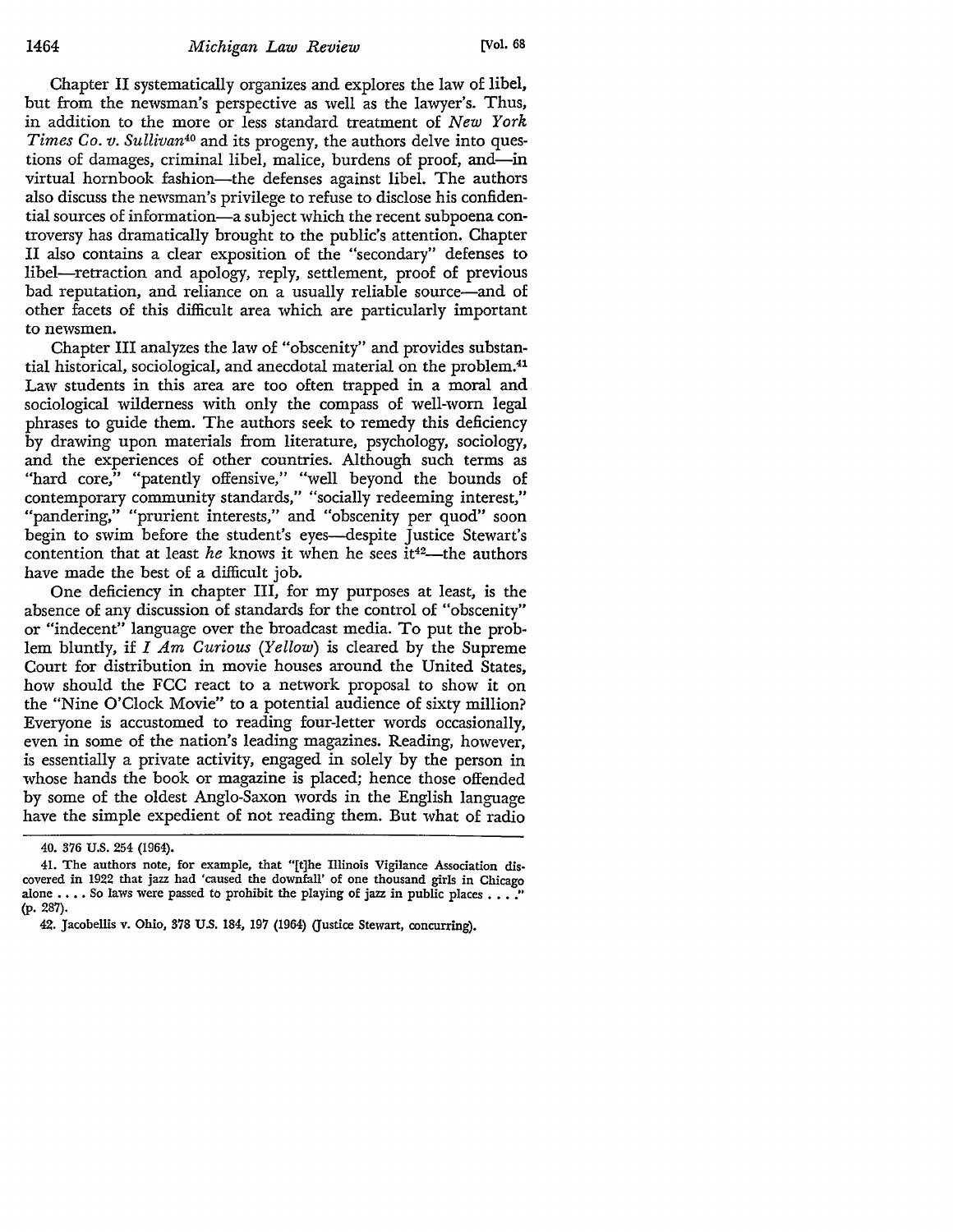Chapter II systematically organizes and explores the law of libel, but from the newsman's perspective as well as the lawyer's. Thus, in addition to the more or less standard treatment of *New York Times Co. v. Sullivan*[40] and its progeny, the authors delve into questions of damages, criminal libel, malice, burdens of proof, and—in virtual hornbook fashion—the defenses against libel. The authors also discuss the newsman's privilege to refuse to disclose his confidential sources of information—a subject which the recent subpoena controversy has dramatically brought to the public's attention. Chapter II also contains a clear exposition of the "secondary" defenses to libel—retraction and apology, reply, settlement, proof of previous bad reputation, and reliance on a usually reliable source—and of other facets of this difficult area which are particularly important to newsmen.

Chapter III analyzes the law of "obscenity" and provides substantial historical, sociological, and anecdotal material on the problem.[41] Law students in this area are too often trapped in a moral and sociological wilderness with only the compass of well-worn legal phrases to guide them. The authors seek to remedy this deficiency by drawing upon materials from literature, psychology, sociology, and the experiences of other countries. Although such terms as "hard core," "patently offensive," "well beyond the bounds of contemporary community standards," "socially redeeming interest," "pandering," "prurient interests," and "obscenity per quod" soon begin to swim before the student's eyes—despite Justice Stewart's contention that at least *he* knows it when he sees it[42]—the authors have made the best of a difficult job.

One deficiency in chapter III, for my purposes at least, is the absence of any discussion of standards for the control of "obscenity" or "indecent" language over the broadcast media. To put the problem bluntly, if *I Am Curious (Yellow)* is cleared by the Supreme Court for distribution in movie houses around the United States, how should the FCC react to a network proposal to show it on the "Nine O'Clock Movie" to a potential audience of sixty million? Everyone is accustomed to reading four-letter words occasionally, even in some of the nation's leading magazines. Reading, however, is essentially a private activity, engaged in solely by the person in whose hands the book or magazine is placed; hence those offended by some of the oldest Anglo-Saxon words in the English language have the simple expedient of not reading them. But what of radio

---

40. 376 U.S. 254 (1964).

41. The authors note, for example, that "[t]he Illinois Vigilance Association discovered in 1922 that jazz had 'caused the downfall' of one thousand girls in Chicago alone . . . . So laws were passed to prohibit the playing of jazz in public places . . . ." (p. 287).

42. Jacobellis v. Ohio, 378 U.S. 184, 197 (1964) (Justice Stewart, concurring).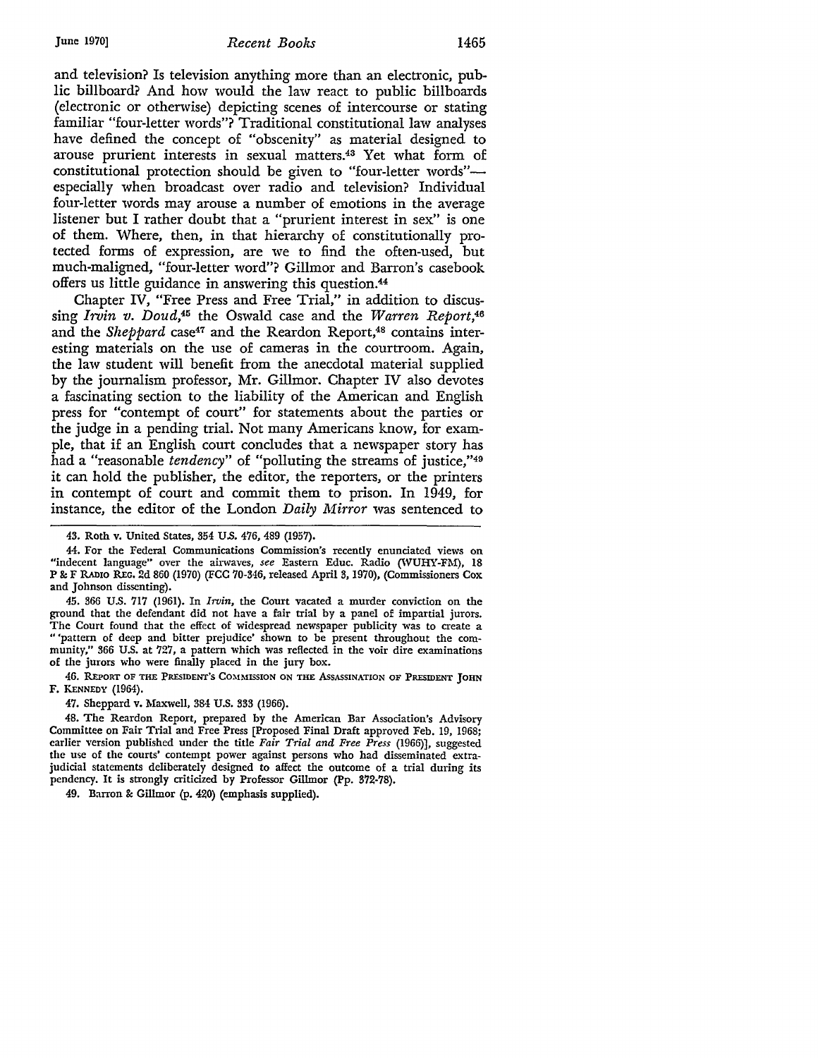and television? Is television anything more than an electronic, public billboard? And how would the law react to public billboards (electronic or otherwise) depicting scenes of intercourse or stating familiar "four-letter words"? Traditional constitutional law analyses have defined the concept of "obscenity" as material designed to arouse prurient interests in sexual matters.[43] Yet what form of constitutional protection should be given to "four-letter words"—especially when broadcast over radio and television? Individual four-letter words may arouse a number of emotions in the average listener but I rather doubt that a "prurient interest in sex" is one of them. Where, then, in that hierarchy of constitutionally protected forms of expression, are we to find the often-used, but much-maligned, "four-letter word"? Gillmor and Barron's casebook offers us little guidance in answering this question.[44]

Chapter IV, "Free Press and Free Trial," in addition to discussing *Irvin v. Doud*,[45] the Oswald case and the *Warren Report*,[46] and the *Sheppard* case[47] and the Reardon Report,[48] contains interesting materials on the use of cameras in the courtroom. Again, the law student will benefit from the anecdotal material supplied by the journalism professor, Mr. Gillmor. Chapter IV also devotes a fascinating section to the liability of the American and English press for "contempt of court" for statements about the parties or the judge in a pending trial. Not many Americans know, for example, that if an English court concludes that a newspaper story has had a "reasonable *tendency*" of "polluting the streams of justice,"[49] it can hold the publisher, the editor, the reporters, or the printers in contempt of court and commit them to prison. In 1949, for instance, the editor of the London *Daily Mirror* was sentenced to

---

43. Roth v. United States, 354 U.S. 476, 489 (1957).

44. For the Federal Communications Commission's recently enunciated views on "indecent language" over the airwaves, *see* Eastern Educ. Radio (WUHY-FM), 18 P & F RADIO REG. 2d 860 (1970) (FCC 70-346, released April 3, 1970), (Commissioners Cox and Johnson dissenting).

45. 366 U.S. 717 (1961). In *Irvin*, the Court vacated a murder conviction on the ground that the defendant did not have a fair trial by a panel of impartial jurors. The Court found that the effect of widespread newspaper publicity was to create a "'pattern of deep and bitter prejudice' shown to be present throughout the community," 366 U.S. at 727, a pattern which was reflected in the voir dire examinations of the jurors who were finally placed in the jury box.

46. REPORT OF THE PRESIDENT'S COMMISSION ON THE ASSASSINATION OF PRESIDENT JOHN F. KENNEDY (1964).

47. Sheppard v. Maxwell, 384 U.S. 333 (1966).

48. The Reardon Report, prepared by the American Bar Association's Advisory Committee on Fair Trial and Free Press [Proposed Final Draft approved Feb. 19, 1968; earlier version published under the title *Fair Trial and Free Press* (1966)], suggested the use of the courts' contempt power against persons who had disseminated extrajudicial statements deliberately designed to affect the outcome of a trial during its pendency. It is strongly criticized by Professor Gillmor (Pp. 372-78).

49. Barron & Gillmor (p. 420) (emphasis supplied).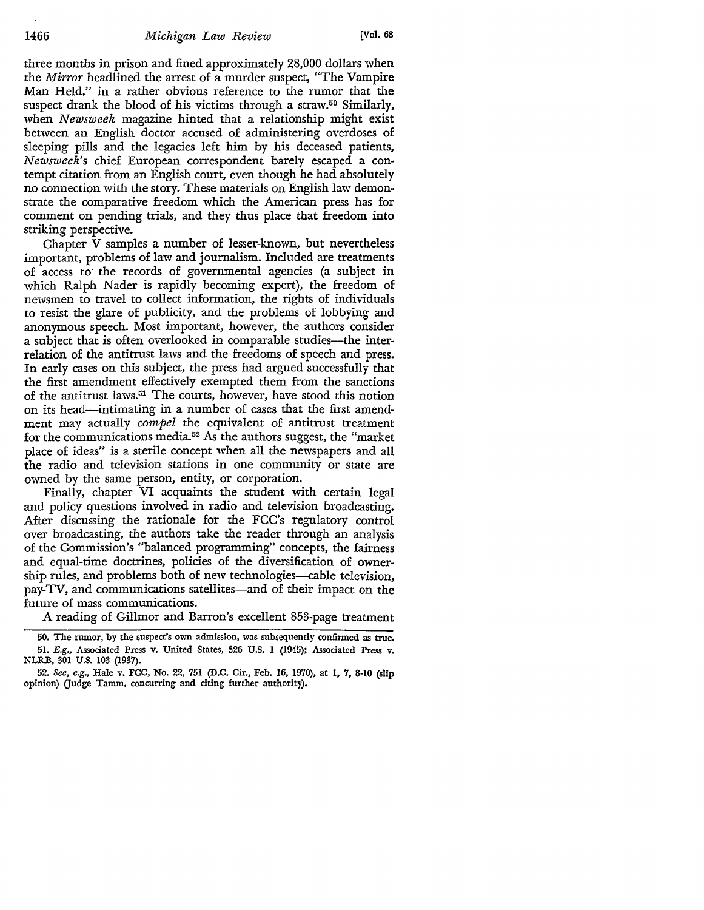three months in prison and fined approximately 28,000 dollars when the *Mirror* headlined the arrest of a murder suspect, "The Vampire Man Held," in a rather obvious reference to the rumor that the suspect drank the blood of his victims through a straw.[50] Similarly, when *Newsweek* magazine hinted that a relationship might exist between an English doctor accused of administering overdoses of sleeping pills and the legacies left him by his deceased patients, *Newsweek's* chief European correspondent barely escaped a contempt citation from an English court, even though he had absolutely no connection with the story. These materials on English law demonstrate the comparative freedom which the American press has for comment on pending trials, and they thus place that freedom into striking perspective.

Chapter V samples a number of lesser-known, but nevertheless important, problems of law and journalism. Included are treatments of access to the records of governmental agencies (a subject in which Ralph Nader is rapidly becoming expert), the freedom of newsmen to travel to collect information, the rights of individuals to resist the glare of publicity, and the problems of lobbying and anonymous speech. Most important, however, the authors consider a subject that is often overlooked in comparable studies—the interrelation of the antitrust laws and the freedoms of speech and press. In early cases on this subject, the press had argued successfully that the first amendment effectively exempted them from the sanctions of the antitrust laws.[51] The courts, however, have stood this notion on its head—intimating in a number of cases that the first amendment may actually *compel* the equivalent of antitrust treatment for the communications media.[52] As the authors suggest, the "market place of ideas" is a sterile concept when all the newspapers and all the radio and television stations in one community or state are owned by the same person, entity, or corporation.

Finally, chapter VI acquaints the student with certain legal and policy questions involved in radio and television broadcasting. After discussing the rationale for the FCC's regulatory control over broadcasting, the authors take the reader through an analysis of the Commission's "balanced programming" concepts, the fairness and equal-time doctrines, policies of the diversification of ownership rules, and problems both of new technologies—cable television, pay-TV, and communications satellites—and of their impact on the future of mass communications.

A reading of Gillmor and Barron's excellent 853-page treatment

---

50. The rumor, by the suspect's own admission, was subsequently confirmed as true.

51. *E.g.*, Associated Press v. United States, 326 U.S. 1 (1945); Associated Press v. NLRB, 301 U.S. 103 (1937).

52. *See, e.g.*, Hale v. FCC, No. 22, 751 (D.C. Cir., Feb. 16, 1970), at 1, 7, 8-10 (slip opinion) (Judge Tamm, concurring and citing further authority).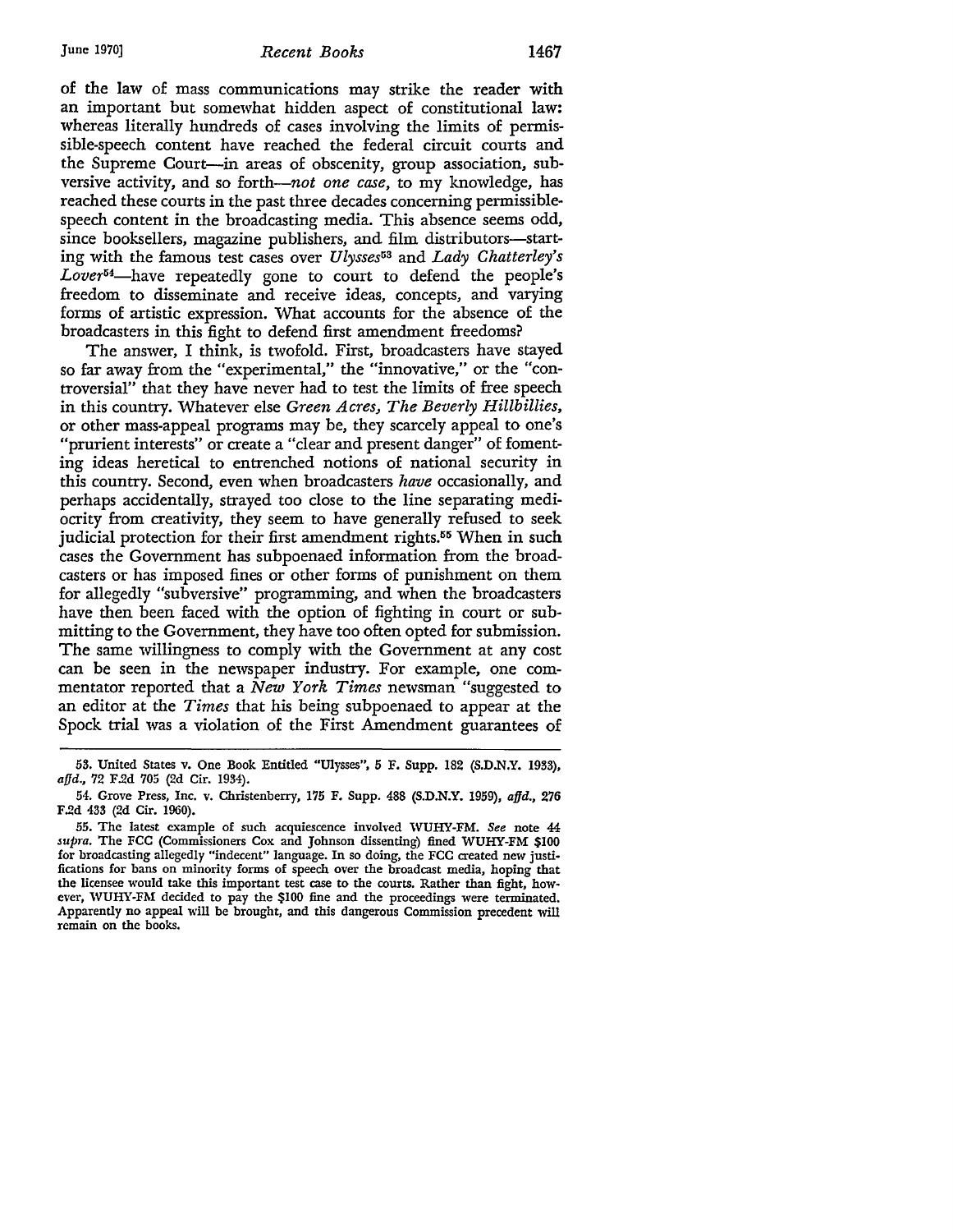of the law of mass communications may strike the reader with an important but somewhat hidden aspect of constitutional law: whereas literally hundreds of cases involving the limits of permissible-speech content have reached the federal circuit courts and the Supreme Court—in areas of obscenity, group association, subversive activity, and so forth—*not one case*, to my knowledge, has reached these courts in the past three decades concerning permissible-speech content in the broadcasting media. This absence seems odd, since booksellers, magazine publishers, and film distributors—starting with the famous test cases over *Ulysses*[53] and *Lady Chatterley's Lover*[54]—have repeatedly gone to court to defend the people's freedom to disseminate and receive ideas, concepts, and varying forms of artistic expression. What accounts for the absence of the broadcasters in this fight to defend first amendment freedoms?

The answer, I think, is twofold. First, broadcasters have stayed so far away from the "experimental," the "innovative," or the "controversial" that they have never had to test the limits of free speech in this country. Whatever else *Green Acres, The Beverly Hillbillies*, or other mass-appeal programs may be, they scarcely appeal to one's "prurient interests" or create a "clear and present danger" of fomenting ideas heretical to entrenched notions of national security in this country. Second, even when broadcasters *have* occasionally, and perhaps accidentally, strayed too close to the line separating mediocrity from creativity, they seem to have generally refused to seek judicial protection for their first amendment rights.[55] When in such cases the Government has subpoenaed information from the broadcasters or has imposed fines or other forms of punishment on them for allegedly "subversive" programming, and when the broadcasters have then been faced with the option of fighting in court or submitting to the Government, they have too often opted for submission. The same willingness to comply with the Government at any cost can be seen in the newspaper industry. For example, one commentator reported that a *New York Times* newsman "suggested to an editor at the *Times* that his being subpoenaed to appear at the Spock trial was a violation of the First Amendment guarantees of

---

53. United States v. One Book Entitled "Ulysses", 5 F. Supp. 182 (S.D.N.Y. 1933), *affd.*, 72 F.2d 705 (2d Cir. 1934).

54. Grove Press, Inc. v. Christenberry, 175 F. Supp. 488 (S.D.N.Y. 1959), *affd.*, 276 F.2d 433 (2d Cir. 1960).

55. The latest example of such acquiescence involved WUHY-FM. *See* note 44 *supra*. The FCC (Commissioners Cox and Johnson dissenting) fined WUHY-FM $100 for broadcasting allegedly "indecent" language. In so doing, the FCC created new justifications for bans on minority forms of speech over the broadcast media, hoping that the licensee would take this important test case to the courts. Rather than fight, however, WUHY-FM decided to pay the $100 fine and the proceedings were terminated. Apparently no appeal will be brought, and this dangerous Commission precedent will remain on the books.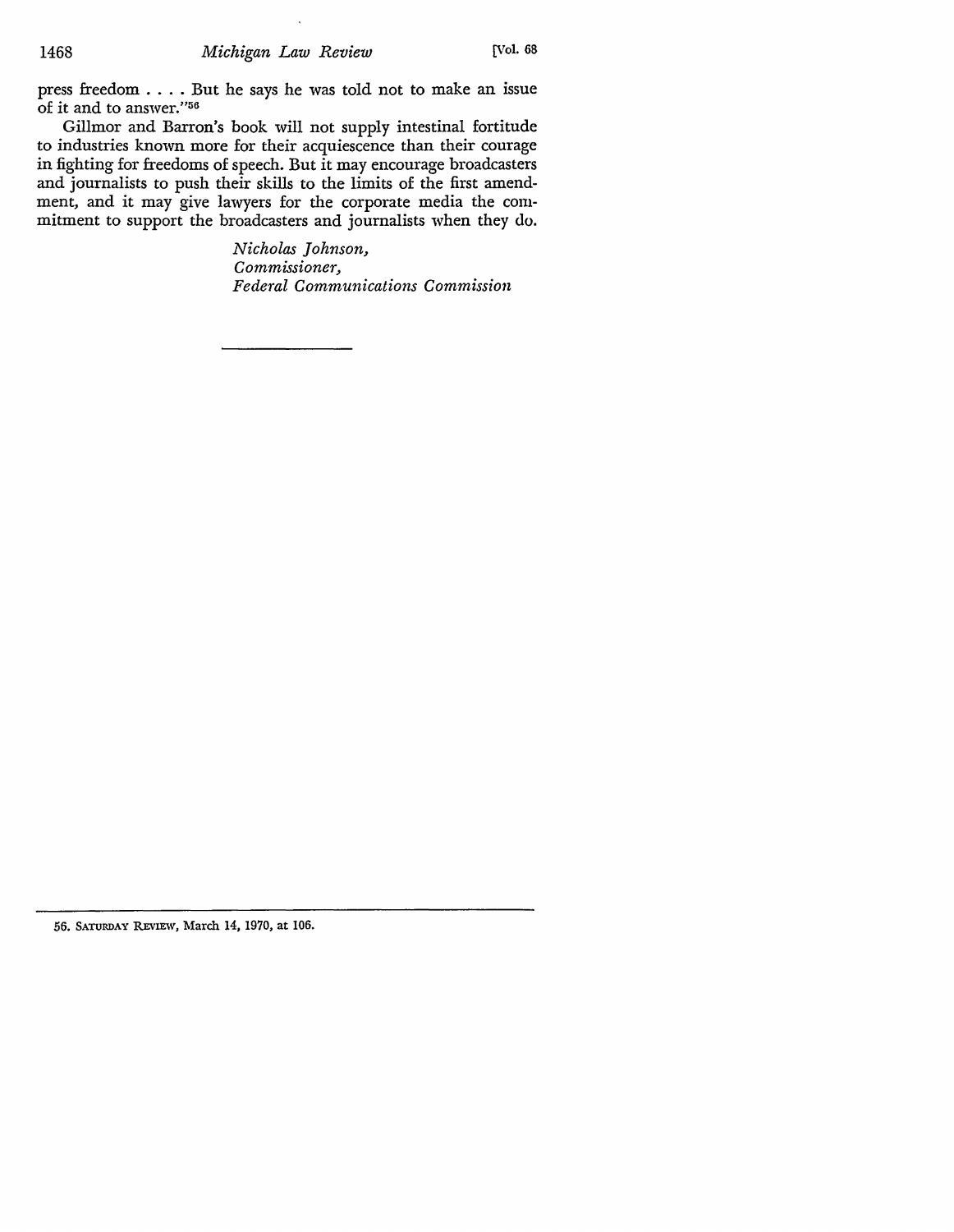press freedom . . . . But he says he was told not to make an issue of it and to answer."[56]

Gillmor and Barron's book will not supply intestinal fortitude to industries known more for their acquiescence than their courage in fighting for freedoms of speech. But it may encourage broadcasters and journalists to push their skills to the limits of the first amendment, and it may give lawyers for the corporate media the commitment to support the broadcasters and journalists when they do.

*Nicholas Johnson,*
*Commissioner,*
*Federal Communications Commission*

---

56. SATURDAY REVIEW, March 14, 1970, at 106.